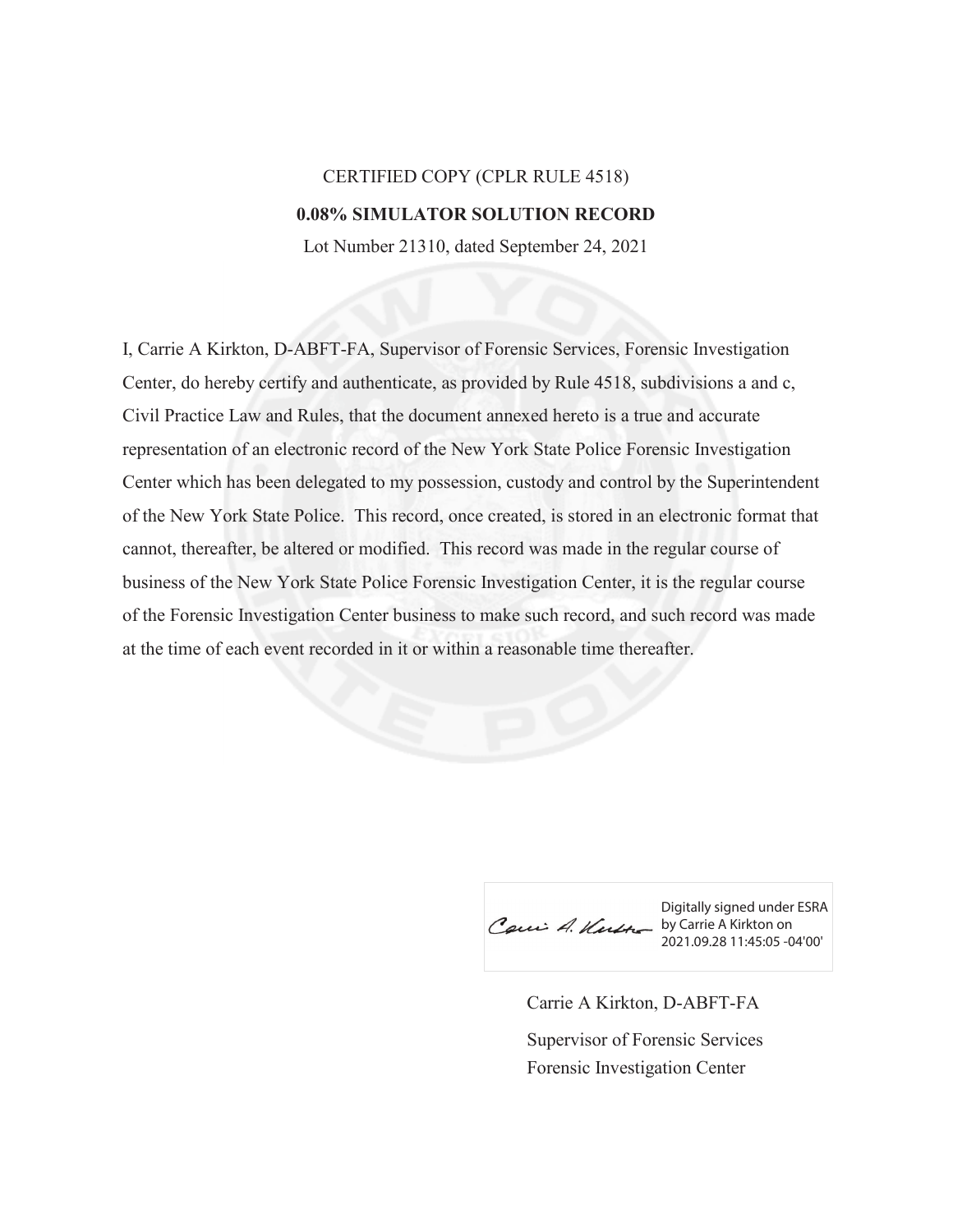CERTIFIED COPY (CPLR RULE 4518)

**0.08% SIMULATOR SOLUTION RECORD**

Lot Number 21310, dated September 24, 2021

I, Carrie A Kirkton, D-ABFT-FA, Supervisor of Forensic Services, Forensic Investigation Center, do hereby certify and authenticate, as provided by Rule 4518, subdivisions a and c, Civil Practice Law and Rules, that the document annexed hereto is a true and accurate representation of an electronic record of the New York State Police Forensic Investigation Center which has been delegated to my possession, custody and control by the Superintendent of the New York State Police. This record, once created, is stored in an electronic format that cannot, thereafter, be altered or modified. This record was made in the regular course of business of the New York State Police Forensic Investigation Center, it is the regular course of the Forensic Investigation Center business to make such record, and such record was made at the time of each event recorded in it or within a reasonable time thereafter.

Digitally signed under ESRA by Carrie A Kirkton on 2021.09.28 11:45:05 -04'00'

Carrie A Kirkton, D-ABFT-FA

Supervisor of Forensic Services

Forensic Investigation Center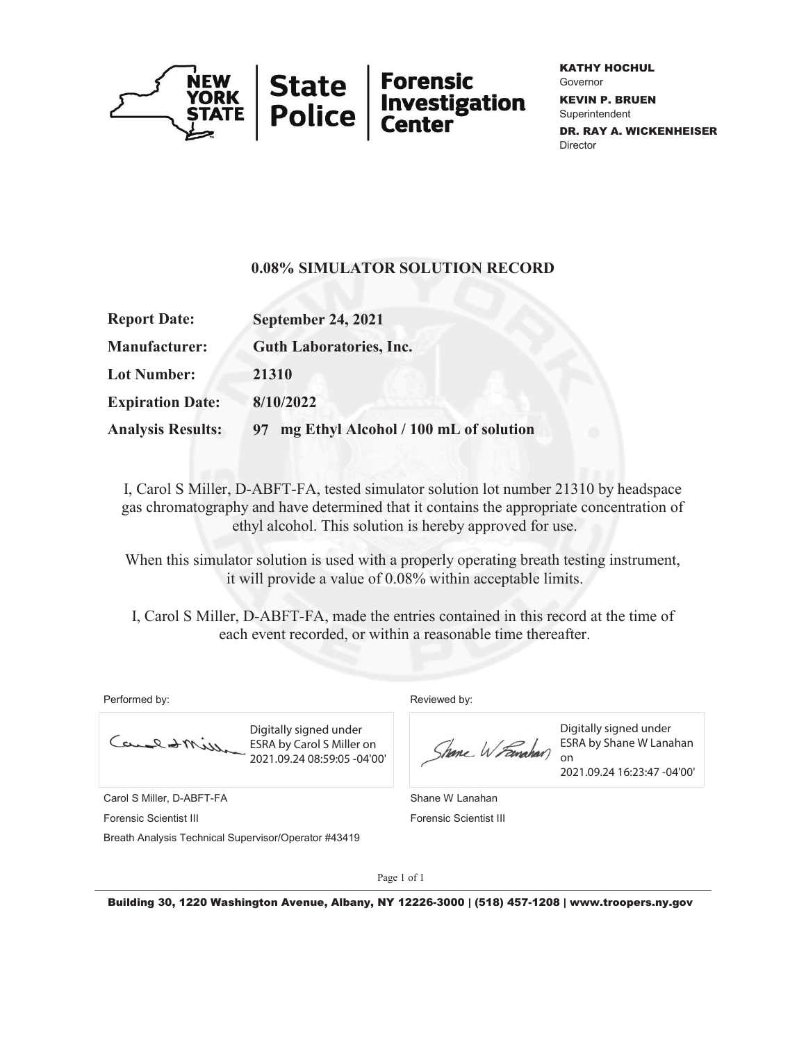NEW YORK STATE | State Police | Forensic Investigation Center

**KATHY HOCHUL**
Governor

**KEVIN P. BRUEN**
Superintendent

**DR. RAY A. WICKENHEISER**
Director

## 0.08% SIMULATOR SOLUTION RECORD

| | |
|---|---|
| **Report Date:** | **September 24, 2021** |
| **Manufacturer:** | **Guth Laboratories, Inc.** |
| **Lot Number:** | **21310** |
| **Expiration Date:** | **8/10/2022** |
| **Analysis Results:** | **97 mg Ethyl Alcohol / 100 mL of solution** |

I, Carol S Miller, D-ABFT-FA, tested simulator solution lot number 21310 by headspace gas chromatography and have determined that it contains the appropriate concentration of ethyl alcohol. This solution is hereby approved for use.

When this simulator solution is used with a properly operating breath testing instrument, it will provide a value of 0.08% within acceptable limits.

I, Carol S Miller, D-ABFT-FA, made the entries contained in this record at the time of each event recorded, or within a reasonable time thereafter.

Performed by:

Digitally signed under ESRA by Carol S Miller on 2021.09.24 08:59:05 -04'00'

Carol S Miller, D-ABFT-FA
Forensic Scientist III
Breath Analysis Technical Supervisor/Operator #43419

Reviewed by:

Digitally signed under ESRA by Shane W Lanahan on 2021.09.24 16:23:47 -04'00'

Shane W Lanahan
Forensic Scientist III

**Building 30, 1220 Washington Avenue, Albany, NY 12226-3000 | (518) 457-1208 | www.troopers.ny.gov**